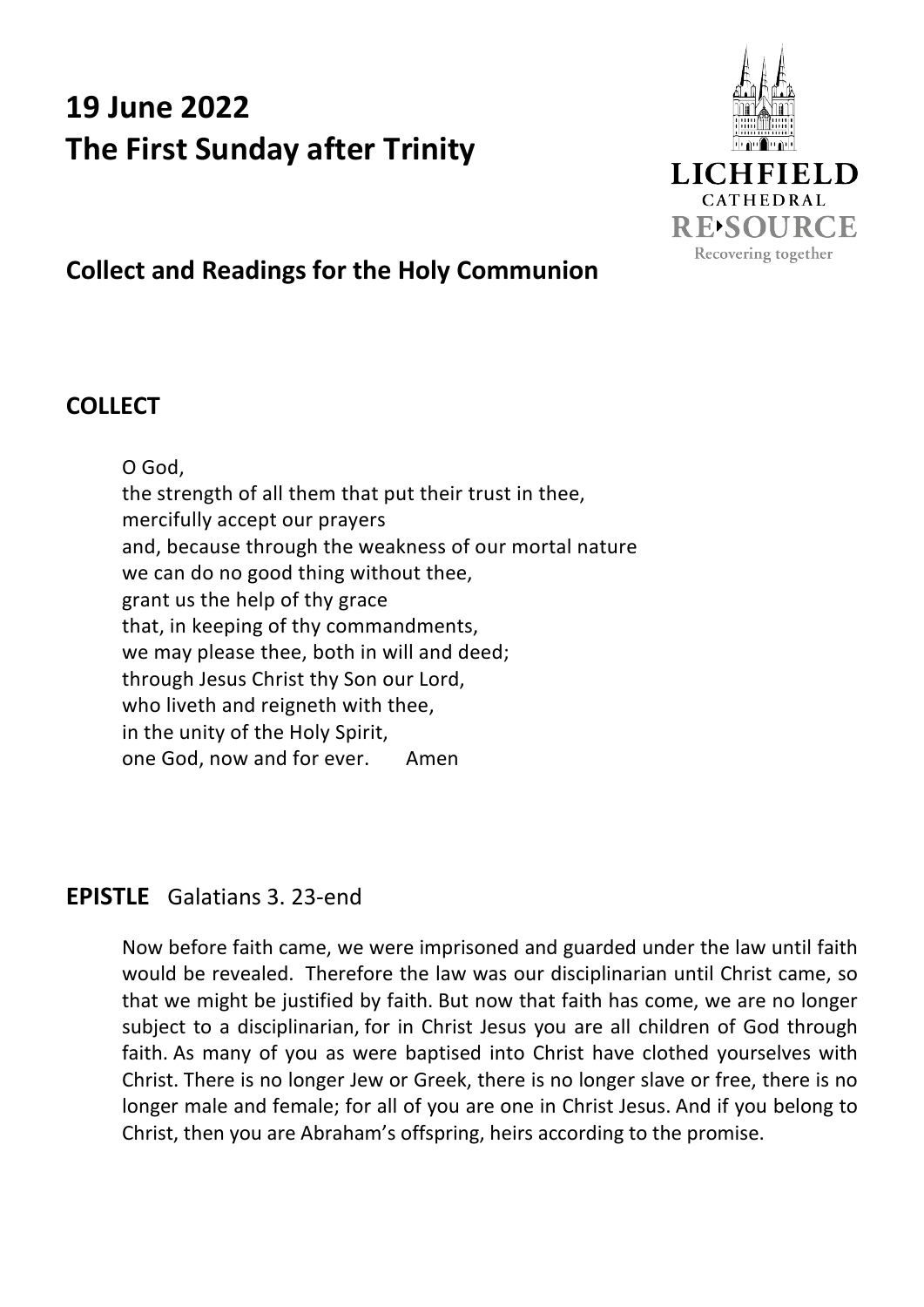# 19 June 2022
# The First Sunday after Trinity

LICHFIELD CATHEDRAL RE›SOURCE Recovering together

## Collect and Readings for the Holy Communion

## COLLECT

O God,  
the strength of all them that put their trust in thee,  
mercifully accept our prayers  
and, because through the weakness of our mortal nature  
we can do no good thing without thee,  
grant us the help of thy grace  
that, in keeping of thy commandments,  
we may please thee, both in will and deed;  
through Jesus Christ thy Son our Lord,  
who liveth and reigneth with thee,  
in the unity of the Holy Spirit,  
one God, now and for ever. Amen

## EPISTLE Galatians 3. 23-end

Now before faith came, we were imprisoned and guarded under the law until faith would be revealed. Therefore the law was our disciplinarian until Christ came, so that we might be justified by faith. But now that faith has come, we are no longer subject to a disciplinarian, for in Christ Jesus you are all children of God through faith. As many of you as were baptised into Christ have clothed yourselves with Christ. There is no longer Jew or Greek, there is no longer slave or free, there is no longer male and female; for all of you are one in Christ Jesus. And if you belong to Christ, then you are Abraham's offspring, heirs according to the promise.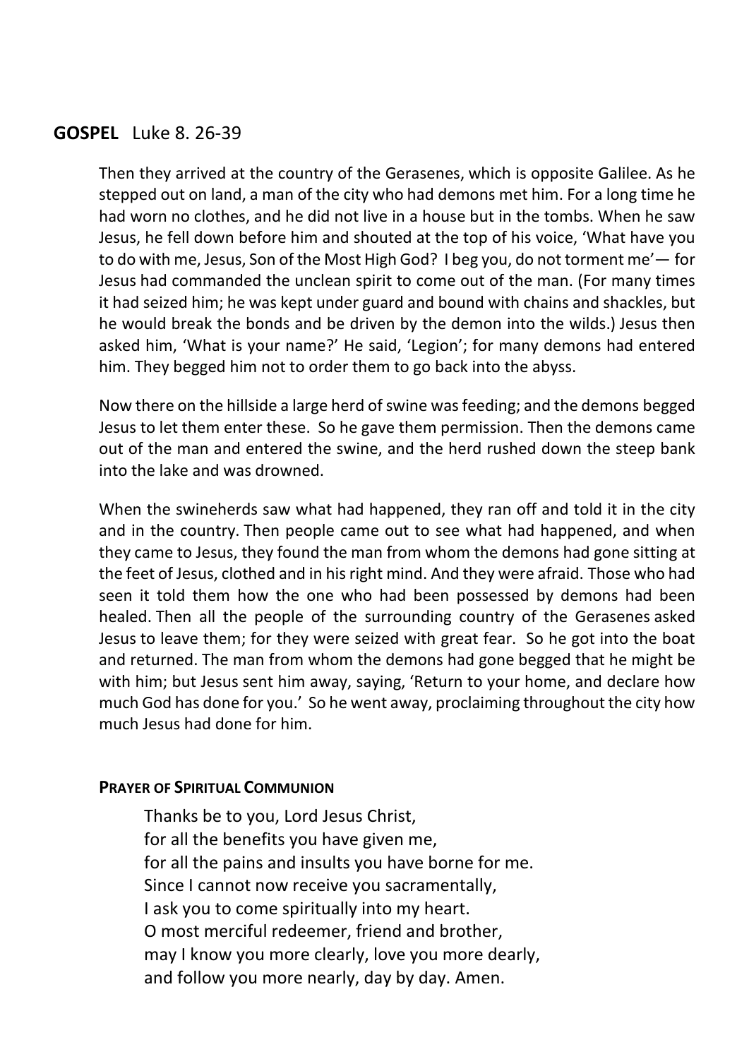## **GOSPEL** Luke 8. 26-39

Then they arrived at the country of the Gerasenes, which is opposite Galilee. As he stepped out on land, a man of the city who had demons met him. For a long time he had worn no clothes, and he did not live in a house but in the tombs. When he saw Jesus, he fell down before him and shouted at the top of his voice, 'What have you to do with me, Jesus, Son of the Most High God? I beg you, do not torment me'— for Jesus had commanded the unclean spirit to come out of the man. (For many times it had seized him; he was kept under guard and bound with chains and shackles, but he would break the bonds and be driven by the demon into the wilds.) Jesus then asked him, 'What is your name?' He said, 'Legion'; for many demons had entered him. They begged him not to order them to go back into the abyss.

Now there on the hillside a large herd of swine was feeding; and the demons begged Jesus to let them enter these. So he gave them permission. Then the demons came out of the man and entered the swine, and the herd rushed down the steep bank into the lake and was drowned.

When the swineherds saw what had happened, they ran off and told it in the city and in the country. Then people came out to see what had happened, and when they came to Jesus, they found the man from whom the demons had gone sitting at the feet of Jesus, clothed and in his right mind. And they were afraid. Those who had seen it told them how the one who had been possessed by demons had been healed. Then all the people of the surrounding country of the Gerasenes asked Jesus to leave them; for they were seized with great fear. So he got into the boat and returned. The man from whom the demons had gone begged that he might be with him; but Jesus sent him away, saying, 'Return to your home, and declare how much God has done for you.' So he went away, proclaiming throughout the city how much Jesus had done for him.

### **PRAYER OF SPIRITUAL COMMUNION**

Thanks be to you, Lord Jesus Christ,
for all the benefits you have given me,
for all the pains and insults you have borne for me.
Since I cannot now receive you sacramentally,
I ask you to come spiritually into my heart.
O most merciful redeemer, friend and brother,
may I know you more clearly, love you more dearly,
and follow you more nearly, day by day. Amen.